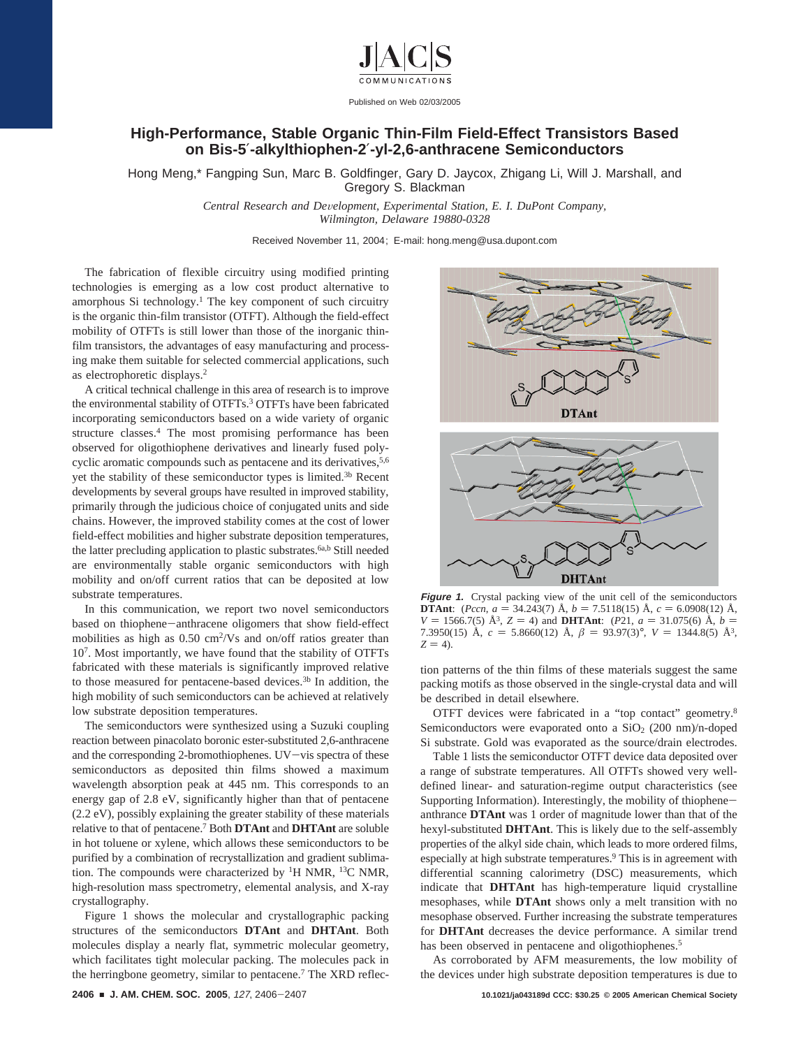JACS COMMUNICATIONS

Published on Web 02/03/2005

# High-Performance, Stable Organic Thin-Film Field-Effect Transistors Based on Bis-5′-alkylthiophen-2′-yl-2,6-anthracene Semiconductors

Hong Meng,* Fangping Sun, Marc B. Goldfinger, Gary D. Jaycox, Zhigang Li, Will J. Marshall, and Gregory S. Blackman

*Central Research and Development, Experimental Station, E. I. DuPont Company, Wilmington, Delaware 19880-0328*

Received November 11, 2004; E-mail: hong.meng@usa.dupont.com

The fabrication of flexible circuitry using modified printing technologies is emerging as a low cost product alternative to amorphous Si technology.[1] The key component of such circuitry is the organic thin-film transistor (OTFT). Although the field-effect mobility of OTFTs is still lower than those of the inorganic thin-film transistors, the advantages of easy manufacturing and processing make them suitable for selected commercial applications, such as electrophoretic displays.[2]

A critical technical challenge in this area of research is to improve the environmental stability of OTFTs.[3] OTFTs have been fabricated incorporating semiconductors based on a wide variety of organic structure classes.[4] The most promising performance has been observed for oligothiophene derivatives and linearly fused polycyclic aromatic compounds such as pentacene and its derivatives,[5,6] yet the stability of these semiconductor types is limited.[3b] Recent developments by several groups have resulted in improved stability, primarily through the judicious choice of conjugated units and side chains. However, the improved stability comes at the cost of lower field-effect mobilities and higher substrate deposition temperatures, the latter precluding application to plastic substrates.[6a,b] Still needed are environmentally stable organic semiconductors with high mobility and on/off current ratios that can be deposited at low substrate temperatures.

In this communication, we report two novel semiconductors based on thiophene−anthracene oligomers that show field-effect mobilities as high as 0.50 $cm^2$/Vs and on/off ratios greater than $10^7$. Most importantly, we have found that the stability of OTFTs fabricated with these materials is significantly improved relative to those measured for pentacene-based devices.[3b] In addition, the high mobility of such semiconductors can be achieved at relatively low substrate deposition temperatures.

The semiconductors were synthesized using a Suzuki coupling reaction between pinacolato boronic ester-substituted 2,6-anthracene and the corresponding 2-bromothiophenes. UV−vis spectra of these semiconductors as deposited thin films showed a maximum wavelength absorption peak at 445 nm. This corresponds to an energy gap of 2.8 eV, significantly higher than that of pentacene (2.2 eV), possibly explaining the greater stability of these materials relative to that of pentacene.[7] Both **DTAnt** and **DHTAnt** are soluble in hot toluene or xylene, which allows these semiconductors to be purified by a combination of recrystallization and gradient sublimation. The compounds were characterized by $^1$H NMR, $^{13}$C NMR, high-resolution mass spectrometry, elemental analysis, and X-ray crystallography.

Figure 1 shows the molecular and crystallographic packing structures of the semiconductors **DTAnt** and **DHTAnt**. Both molecules display a nearly flat, symmetric molecular geometry, which facilitates tight molecular packing. The molecules pack in the herringbone geometry, similar to pentacene.[7] The XRD reflection patterns of the thin films of these materials suggest the same packing motifs as those observed in the single-crystal data and will be described in detail elsewhere.

DTAnt

DHTAnt

***Figure 1.*** Crystal packing view of the unit cell of the semiconductors **DTAnt**: (*Pccn*, $a$ = 34.243(7) Å, $b$ = 7.5118(15) Å, $c$ = 6.0908(12) Å, $V$ = 1566.7(5) Å$^3$, $Z$ = 4) and **DHTAnt**: (*P*21, $a$ = 31.075(6) Å, $b$ = 7.3950(15) Å, $c$ = 5.8660(12) Å, $\beta$ = 93.97(3)°, $V$ = 1344.8(5) Å$^3$, $Z$ = 4).

OTFT devices were fabricated in a "top contact" geometry.[8] Semiconductors were evaporated onto a $SiO_2$ (200 nm)/n-doped Si substrate. Gold was evaporated as the source/drain electrodes.

Table 1 lists the semiconductor OTFT device data deposited over a range of substrate temperatures. All OTFTs showed very well-defined linear- and saturation-regime output characteristics (see Supporting Information). Interestingly, the mobility of thiophene−anthrance **DTAnt** was 1 order of magnitude lower than that of the hexyl-substituted **DHTAnt**. This is likely due to the self-assembly properties of the alkyl side chain, which leads to more ordered films, especially at high substrate temperatures.[9] This is in agreement with differential scanning calorimetry (DSC) measurements, which indicate that **DHTAnt** has high-temperature liquid crystalline mesophases, while **DTAnt** shows only a melt transition with no mesophase observed. Further increasing the substrate temperatures for **DHTAnt** decreases the device performance. A similar trend has been observed in pentacene and oligothiophenes.[5]

As corroborated by AFM measurements, the low mobility of the devices under high substrate deposition temperatures is due to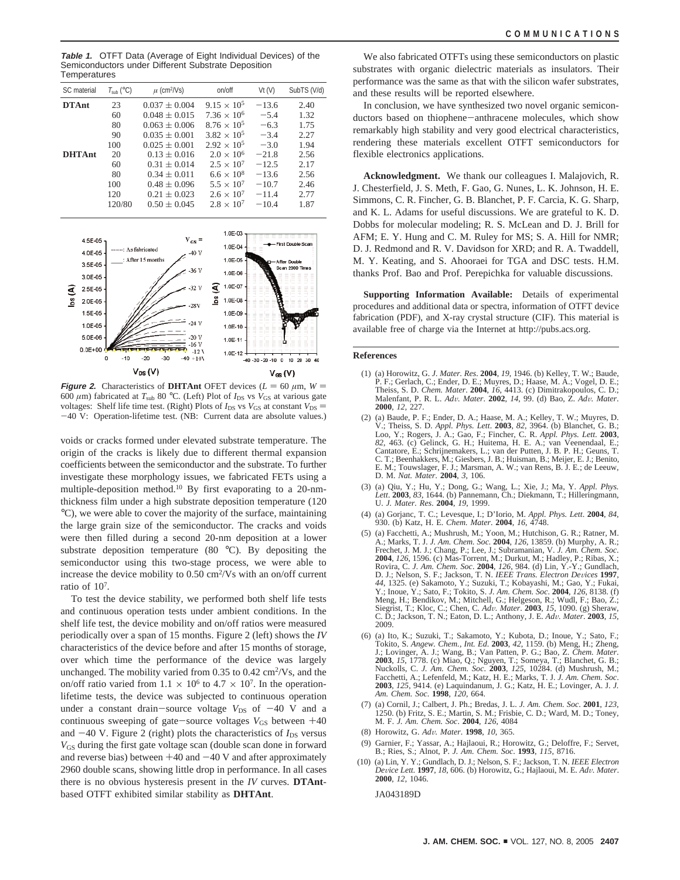**Table 1.** OTFT Data (Average of Eight Individual Devices) of the Semiconductors under Different Substrate Deposition Temperatures

| SC material | $T_{sub}$ (°C) | $\mu$ (cm²/Vs) | on/off | Vt (V) | SubTS (V/d) |
|---|---|---|---|---|---|
| **DTAnt** | 23 | $0.037 \pm 0.004$ | $9.15 \times 10^5$ | −13.6 | 2.40 |
| | 60 | $0.048 \pm 0.015$ | $7.36 \times 10^6$ | −5.4 | 1.32 |
| | 80 | $0.063 \pm 0.006$ | $8.76 \times 10^5$ | −6.3 | 1.75 |
| | 90 | $0.035 \pm 0.001$ | $3.82 \times 10^5$ | −3.4 | 2.27 |
| | 100 | $0.025 \pm 0.001$ | $2.92 \times 10^5$ | −3.0 | 1.94 |
| **DHTAnt** | 20 | $0.13 \pm 0.016$ | $2.0 \times 10^6$ | −21.8 | 2.56 |
| | 60 | $0.31 \pm 0.014$ | $2.5 \times 10^7$ | −12.5 | 2.17 |
| | 80 | $0.34 \pm 0.011$ | $6.6 \times 10^8$ | −13.6 | 2.56 |
| | 100 | $0.48 \pm 0.096$ | $5.5 \times 10^7$ | −10.7 | 2.46 |
| | 120 | $0.21 \pm 0.023$ | $2.6 \times 10^7$ | −11.4 | 2.77 |
| | 120/80 | $0.50 \pm 0.045$ | $2.8 \times 10^7$ | −10.4 | 1.87 |

4.5E-05
4.0E-05
3.5E-05
3.0E-05
2.5E-05
2.0E-05
1.5E-05
1.0E-05
5.0E-06
0.0E+00
Ids (A)
------: As fabricated
——: After 15 months
$V_{GS}$ =
-40 V
-36 V
-32 V
-28V
-24 V
-20 V
-16 V
-12 V
+10 V
0 -10 -20 -30 -40
$V_{DS}$ (V)

1.0E-03
1.0E-04
1.0E-05
1.0E-06
1.0E-07
1.0E-08
1.0E-09
1.0E-10
1.0E-11
1.0E-12
Ids (A)
First Double Scan
After Double Scan 2960 Times
-40 -30 -20 -10 0 10 20 30 40
$V_{GS}$ (V)

**Figure 2.** Characteristics of **DHTAnt** OFET devices ($L = 60$ $\mu$m, $W = 600$ $\mu$m) fabricated at $T_{sub}$ 80 °C. (Left) Plot of $I_{DS}$ vs $V_{DS}$ at various gate voltages: Shelf life time test. (Right) Plots of $I_{DS}$ vs $V_{GS}$ at constant $V_{DS} = -40$ V: Operation-lifetime test. (NB: Current data are absolute values.)

voids or cracks formed under elevated substrate temperature. The origin of the cracks is likely due to different thermal expansion coefficients between the semiconductor and the substrate. To further investigate these morphology issues, we fabricated FETs using a multiple-deposition method.[10] By first evaporating to a 20-nm-thickness film under a high substrate deposition temperature (120 °C), we were able to cover the majority of the surface, maintaining the large grain size of the semiconductor. The cracks and voids were then filled during a second 20-nm deposition at a lower substrate deposition temperature (80 °C). By depositing the semiconductor using this two-stage process, we were able to increase the device mobility to 0.50 cm²/Vs with an on/off current ratio of $10^7$.

To test the device stability, we performed both shelf life tests and continuous operation tests under ambient conditions. In the shelf life test, the device mobility and on/off ratios were measured periodically over a span of 15 months. Figure 2 (left) shows the *IV* characteristics of the device before and after 15 months of storage, over which time the performance of the device was largely unchanged. The mobility varied from 0.35 to 0.42 cm²/Vs, and the on/off ratio varied from $1.1 \times 10^6$ to $4.7 \times 10^7$. In the operation-lifetime tests, the device was subjected to continuous operation under a constant drain−source voltage $V_{DS}$ of −40 V and a continuous sweeping of gate−source voltages $V_{GS}$ between +40 and −40 V. Figure 2 (right) plots the characteristics of $I_{DS}$ versus $V_{GS}$ during the first gate voltage scan (double scan done in forward and reverse bias) between +40 and −40 V and after approximately 2960 double scans, showing little drop in performance. In all cases there is no obvious hysteresis present in the *IV* curves. **DTAnt**-based OTFT exhibited similar stability as **DHTAnt**.

We also fabricated OTFTs using these semiconductors on plastic substrates with organic dielectric materials as insulators. Their performance was the same as that with the silicon wafer substrates, and these results will be reported elsewhere.

In conclusion, we have synthesized two novel organic semiconductors based on thiophene−anthracene molecules, which show remarkably high stability and very good electrical characteristics, rendering these materials excellent OTFT semiconductors for flexible electronics applications.

**Acknowledgment.** We thank our colleagues I. Malajovich, R. J. Chesterfield, J. S. Meth, F. Gao, G. Nunes, L. K. Johnson, H. E. Simmons, C. R. Fincher, G. B. Blanchet, P. F. Carcia, K. G. Sharp, and K. L. Adams for useful discussions. We are grateful to K. D. Dobbs for molecular modeling; R. S. McLean and D. J. Brill for AFM; E. Y. Hung and C. M. Ruley for MS; S. A. Hill for NMR; D. J. Redmond and R. V. Davidson for XRD; and R. A. Twaddell, M. Y. Keating, and S. Ahooraei for TGA and DSC tests. H.M. thanks Prof. Bao and Prof. Perepichka for valuable discussions.

**Supporting Information Available:** Details of experimental procedures and additional data or spectra, information of OTFT device fabrication (PDF), and X-ray crystal structure (CIF). This material is available free of charge via the Internet at http://pubs.acs.org.

## References

(1) (a) Horowitz, G. *J. Mater. Res*. **2004**, *19*, 1946. (b) Kelley, T. W.; Baude, P. F.; Gerlach, C.; Ender, D. E.; Muyres, D.; Haase, M. A.; Vogel, D. E.; Theiss, S. D. *Chem. Mater*. **2004**, *16*, 4413. (c) Dimitrakopoulos, C. D.; Malenfant, P. R. L. *Adv. Mater*. **2002**, *14*, 99. (d) Bao, Z. *Adv. Mater*. **2000**, *12*, 227.

(2) (a) Baude, P. F.; Ender, D. A.; Haase, M. A.; Kelley, T. W.; Muyres, D. V.; Theiss, S. D. *Appl. Phys. Lett*. **2003**, *82*, 3964. (b) Blanchet, G. B.; Loo, Y.; Rogers, J. A.; Gao, F.; Fincher, C. R. *Appl. Phys. Lett*. **2003**, *82*, 463. (c) Gelinck, G. H.; Huitema, H. E. A.; van Veenendaal, E.; Cantatore, E.; Schrijnemakers, L.; van der Putten, J. B. P. H.; Geuns, T. C. T.; Beenhakkers, M.; Giesbers, J. B.; Huisman, B.; Meijer, E. J.; Benito, E. M.; Touwslager, F. J.; Marsman, A. W.; van Rens, B. J. E.; de Leeuw, D. M. *Nat. Mater*. **2004**, *3*, 106.

(3) (a) Qiu, Y.; Hu, Y.; Dong, G.; Wang, L.; Xie, J.; Ma, Y. *Appl. Phys. Lett*. **2003**, *83*, 1644. (b) Pannemann, Ch.; Diekmann, T.; Hilleringmann, U. *J. Mater. Res*. **2004**, *19*, 1999.

(4) (a) Gorjanc, T. C.; Levesque, I.; D'Iorio, M. *Appl. Phys. Lett*. **2004**, *84*, 930. (b) Katz, H. E. *Chem. Mater*. **2004**, *16*, 4748.

(5) (a) Facchetti, A.; Mushrush, M.; Yoon, M.; Hutchison, G. R.; Ratner, M. A.; Marks, T. J. *J. Am. Chem. Soc*. **2004**, *126*, 13859. (b) Murphy, A. R.; Frechet, J. M. J.; Chang, P.; Lee, J.; Subramanian, V. *J. Am. Chem. Soc*. **2004**, *126*, 1596. (c) Mas-Torrent, M.; Durkut, M.; Hadley, P.; Ribas, X.; Rovira, C. *J. Am. Chem. Soc*. **2004**, *126*, 984. (d) Lin, Y.-Y.; Gundlach, D. J.; Nelson, S. F.; Jackson, T. N. *IEEE Trans. Electron Devices* **1997**, *44*, 1325. (e) Sakamoto, Y.; Suzuki, T.; Kobayashi, M.; Gao, Y.; Fukai, Y.; Inoue, Y.; Sato, F.; Tokito, S. *J. Am. Chem. Soc*. **2004**, *126*, 8138. (f) Meng, H.; Bendikov, M.; Mitchell, G.; Helgeson, R.; Wudl, F.; Bao, Z.; Siegrist, T.; Kloc, C.; Chen, C. *Adv. Mater*. **2003**, *15*, 1090. (g) Sheraw, C. D.; Jackson, T. N.; Eaton, D. L.; Anthony, J. E. *Adv. Mater*. **2003**, *15*, 2009.

(6) (a) Ito, K.; Suzuki, T.; Sakamoto, Y.; Kubota, D.; Inoue, Y.; Sato, F.; Tokito, S. *Angew. Chem., Int. Ed*. **2003**, *42*, 1159. (b) Meng, H.; Zheng, J.; Lovinger, A. J.; Wang, B.; Van Patten, P. G.; Bao, Z. *Chem. Mater*. **2003**, *15*, 1778. (c) Miao, Q.; Nguyen, T.; Someya, T.; Blanchet, G. B.; Nuckolls, C. *J. Am. Chem. Soc*. **2003**, *125*, 10284. (d) Mushrush, M.; Facchetti, A.; Lefenfeld, M.; Katz, H. E.; Marks, T. J. *J. Am. Chem. Soc*. **2003**, *125*, 9414. (e) Laquindanum, J. G.; Katz, H. E.; Lovinger, A. J. *J. Am. Chem. Soc.* **1998**, *120*, 664.

(7) (a) Cornil, J.; Calbert, J. Ph.; Bredas, J. L. *J. Am. Chem. Soc*. **2001**, *123*, 1250. (b) Fritz, S. E.; Martin, S. M.; Frisbie, C. D.; Ward, M. D.; Toney, M. F. *J. Am. Chem. Soc*. **2004**, *126*, 4084

(8) Horowitz, G. *Adv. Mater*. **1998**, *10*, 365.

(9) Garnier, F.; Yassar, A.; Hajlaoui, R.; Horowitz, G.; Deloffre, F.; Servet, B.; Ries, S.; Alnot, P. *J. Am. Chem. Soc*. **1993**, *115*, 8716.

(10) (a) Lin, Y. Y.; Gundlach, D. J.; Nelson, S. F.; Jackson, T. N. *IEEE Electron Device Lett.* **1997**, *18*, 606. (b) Horowitz, G.; Hajlaoui, M. E. *Adv. Mater*. **2000**, *12*, 1046.

JA043189D